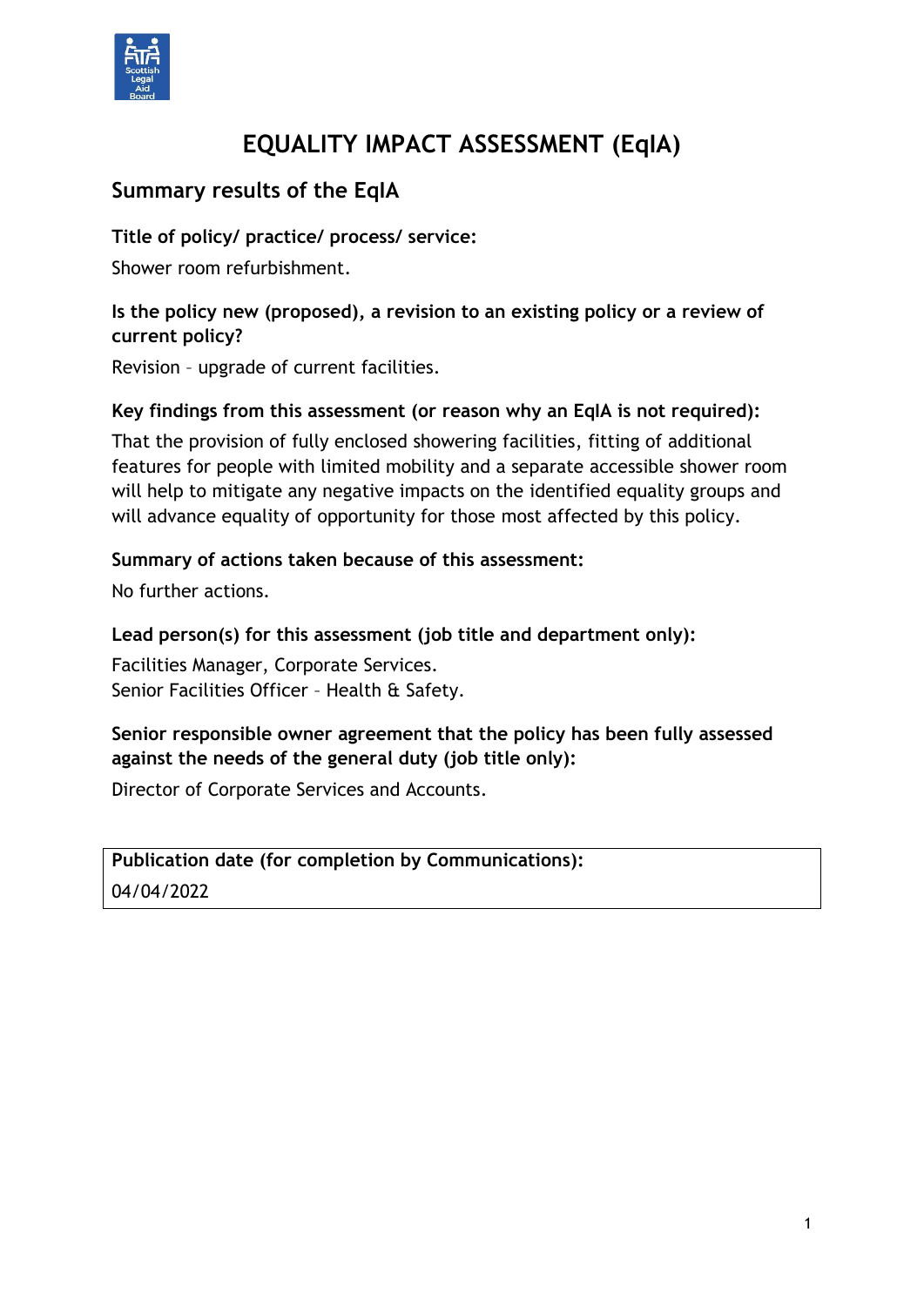# EQUALITY IMPACT ASSESSMENT (EqIA)

## Summary results of the EqIA

**Title of policy/ practice/ process/ service:**

Shower room refurbishment.

**Is the policy new (proposed), a revision to an existing policy or a review of current policy?**

Revision – upgrade of current facilities.

**Key findings from this assessment (or reason why an EqIA is not required):**

That the provision of fully enclosed showering facilities, fitting of additional features for people with limited mobility and a separate accessible shower room will help to mitigate any negative impacts on the identified equality groups and will advance equality of opportunity for those most affected by this policy.

**Summary of actions taken because of this assessment:**

No further actions.

**Lead person(s) for this assessment (job title and department only):**

Facilities Manager, Corporate Services.
Senior Facilities Officer – Health & Safety.

**Senior responsible owner agreement that the policy has been fully assessed against the needs of the general duty (job title only):**

Director of Corporate Services and Accounts.

| **Publication date (for completion by Communications):** |
| --- |
| 04/04/2022 |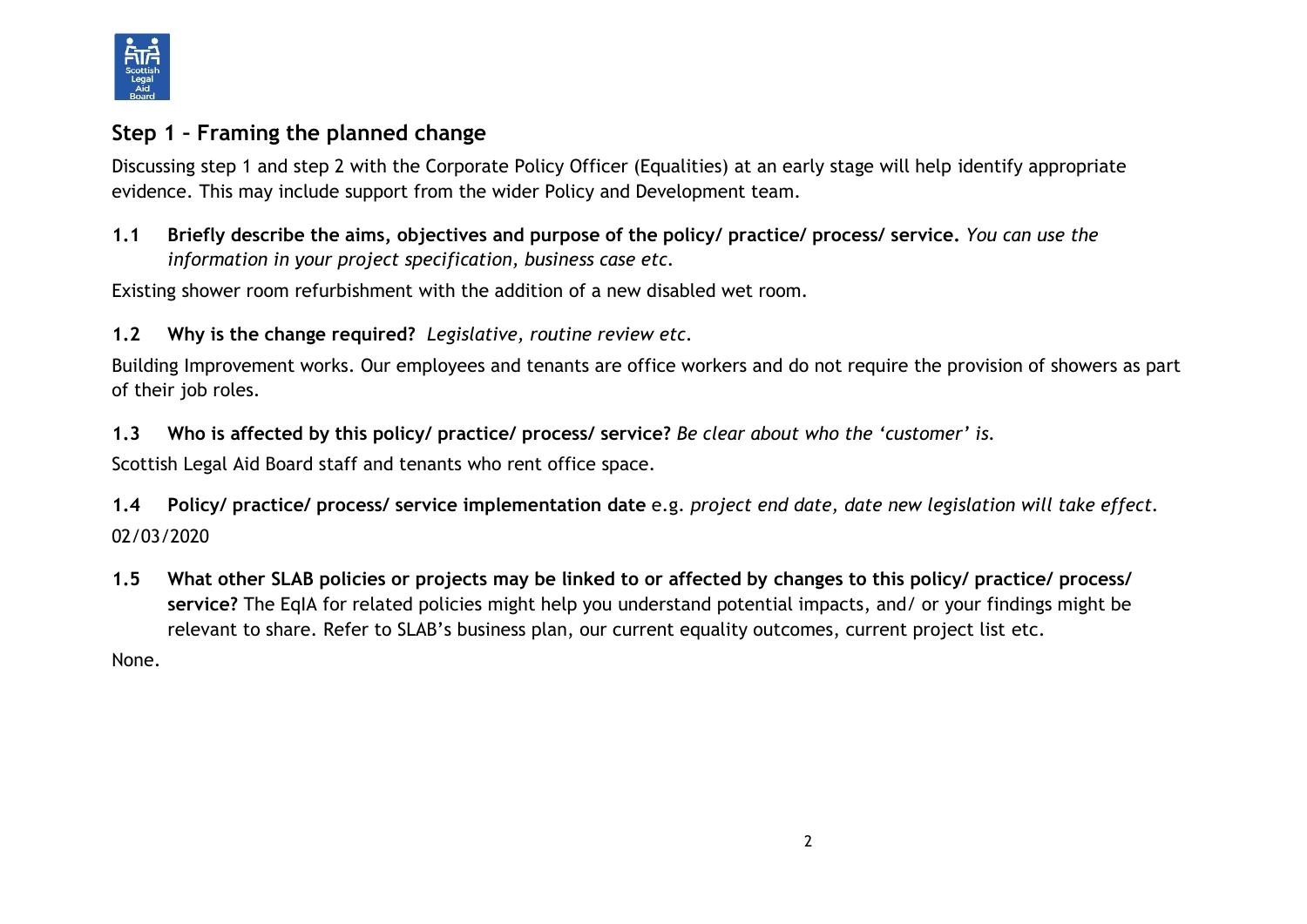## Step 1 – Framing the planned change

Discussing step 1 and step 2 with the Corporate Policy Officer (Equalities) at an early stage will help identify appropriate evidence. This may include support from the wider Policy and Development team.

**1.1 Briefly describe the aims, objectives and purpose of the policy/ practice/ process/ service.** *You can use the information in your project specification, business case etc.*

Existing shower room refurbishment with the addition of a new disabled wet room.

**1.2 Why is the change required?** *Legislative, routine review etc.*

Building Improvement works. Our employees and tenants are office workers and do not require the provision of showers as part of their job roles.

**1.3 Who is affected by this policy/ practice/ process/ service?** *Be clear about who the 'customer' is.*

Scottish Legal Aid Board staff and tenants who rent office space.

**1.4 Policy/ practice/ process/ service implementation date** e.g. *project end date, date new legislation will take effect.*

02/03/2020

**1.5 What other SLAB policies or projects may be linked to or affected by changes to this policy/ practice/ process/ service?** The EqIA for related policies might help you understand potential impacts, and/ or your findings might be relevant to share. Refer to SLAB's business plan, our current equality outcomes, current project list etc.

None.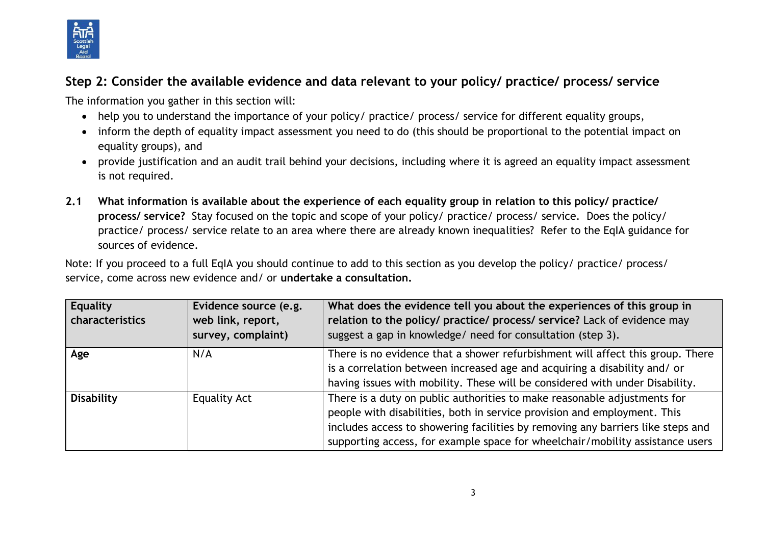## Step 2: Consider the available evidence and data relevant to your policy/ practice/ process/ service

The information you gather in this section will:

- help you to understand the importance of your policy/ practice/ process/ service for different equality groups,
- inform the depth of equality impact assessment you need to do (this should be proportional to the potential impact on equality groups), and
- provide justification and an audit trail behind your decisions, including where it is agreed an equality impact assessment is not required.

**2.1 What information is available about the experience of each equality group in relation to this policy/ practice/ process/ service?** Stay focused on the topic and scope of your policy/ practice/ process/ service. Does the policy/ practice/ process/ service relate to an area where there are already known inequalities? Refer to the EqIA guidance for sources of evidence.

Note: If you proceed to a full EqIA you should continue to add to this section as you develop the policy/ practice/ process/ service, come across new evidence and/ or **undertake a consultation.**

| **Equality characteristics** | **Evidence source (e.g. web link, report, survey, complaint)** | **What does the evidence tell you about the experiences of this group in relation to the policy/ practice/ process/ service?** Lack of evidence may suggest a gap in knowledge/ need for consultation (step 3). |
|---|---|---|
| **Age** | N/A | There is no evidence that a shower refurbishment will affect this group. There is a correlation between increased age and acquiring a disability and/ or having issues with mobility. These will be considered with under Disability. |
| **Disability** | Equality Act | There is a duty on public authorities to make reasonable adjustments for people with disabilities, both in service provision and employment. This includes access to showering facilities by removing any barriers like steps and supporting access, for example space for wheelchair/mobility assistance users |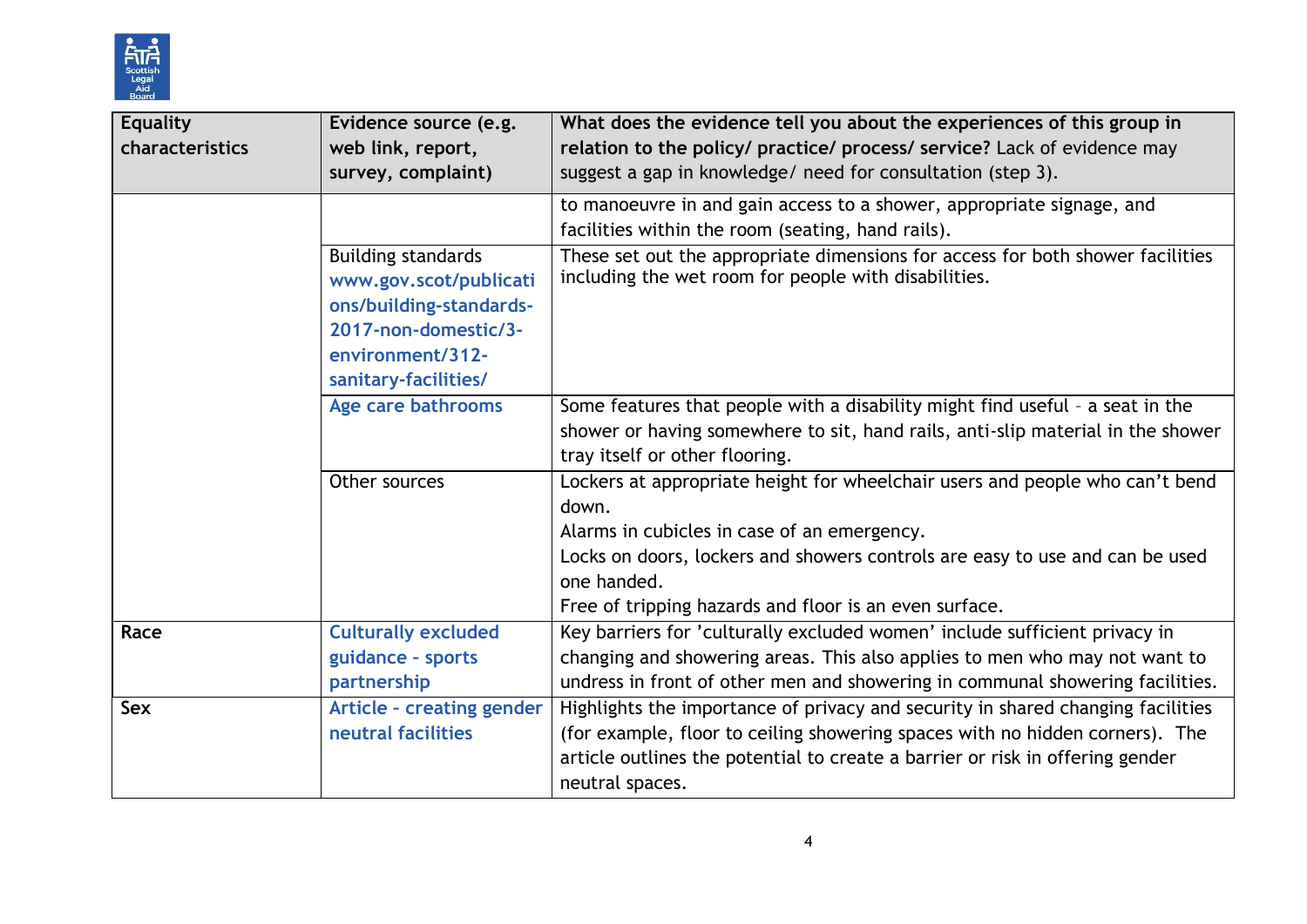| Equality characteristics | Evidence source (e.g. web link, report, survey, complaint) | What does the evidence tell you about the experiences of this group in relation to the policy/ practice/ process/ service? Lack of evidence may suggest a gap in knowledge/ need for consultation (step 3). |
|---|---|---|
| | | to manoeuvre in and gain access to a shower, appropriate signage, and facilities within the room (seating, hand rails). |
| | Building standards www.gov.scot/publications/building-standards-2017-non-domestic/3-environment/312-sanitary-facilities/ | These set out the appropriate dimensions for access for both shower facilities including the wet room for people with disabilities. |
| | Age care bathrooms | Some features that people with a disability might find useful – a seat in the shower or having somewhere to sit, hand rails, anti-slip material in the shower tray itself or other flooring. |
| | Other sources | Lockers at appropriate height for wheelchair users and people who can't bend down.<br>Alarms in cubicles in case of an emergency.<br>Locks on doors, lockers and showers controls are easy to use and can be used one handed.<br>Free of tripping hazards and floor is an even surface. |
| **Race** | Culturally excluded guidance - sports partnership | Key barriers for 'culturally excluded women' include sufficient privacy in changing and showering areas. This also applies to men who may not want to undress in front of other men and showering in communal showering facilities. |
| **Sex** | Article - creating gender neutral facilities | Highlights the importance of privacy and security in shared changing facilities (for example, floor to ceiling showering spaces with no hidden corners). The article outlines the potential to create a barrier or risk in offering gender neutral spaces. |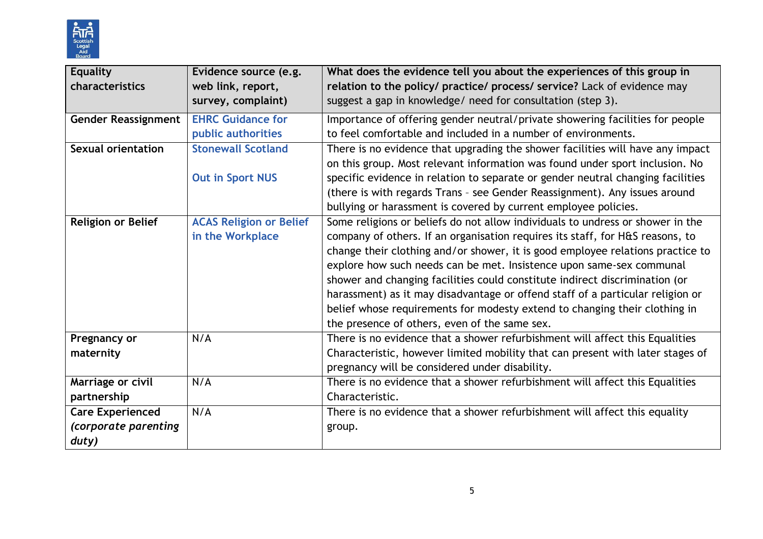| Equality characteristics | Evidence source (e.g. web link, report, survey, complaint) | What does the evidence tell you about the experiences of this group in relation to the policy/ practice/ process/ service? Lack of evidence may suggest a gap in knowledge/ need for consultation (step 3). |
|---|---|---|
| **Gender Reassignment** | EHRC Guidance for public authorities | Importance of offering gender neutral/private showering facilities for people to feel comfortable and included in a number of environments. |
| **Sexual orientation** | Stonewall Scotland<br><br>Out in Sport NUS | There is no evidence that upgrading the shower facilities will have any impact on this group. Most relevant information was found under sport inclusion. No specific evidence in relation to separate or gender neutral changing facilities (there is with regards Trans – see Gender Reassignment). Any issues around bullying or harassment is covered by current employee policies. |
| **Religion or Belief** | ACAS Religion or Belief in the Workplace | Some religions or beliefs do not allow individuals to undress or shower in the company of others. If an organisation requires its staff, for H&S reasons, to change their clothing and/or shower, it is good employee relations practice to explore how such needs can be met. Insistence upon same-sex communal shower and changing facilities could constitute indirect discrimination (or harassment) as it may disadvantage or offend staff of a particular religion or belief whose requirements for modesty extend to changing their clothing in the presence of others, even of the same sex. |
| **Pregnancy or maternity** | N/A | There is no evidence that a shower refurbishment will affect this Equalities Characteristic, however limited mobility that can present with later stages of pregnancy will be considered under disability. |
| **Marriage or civil partnership** | N/A | There is no evidence that a shower refurbishment will affect this Equalities Characteristic. |
| **Care Experienced *(corporate parenting duty)*** | N/A | There is no evidence that a shower refurbishment will affect this equality group. |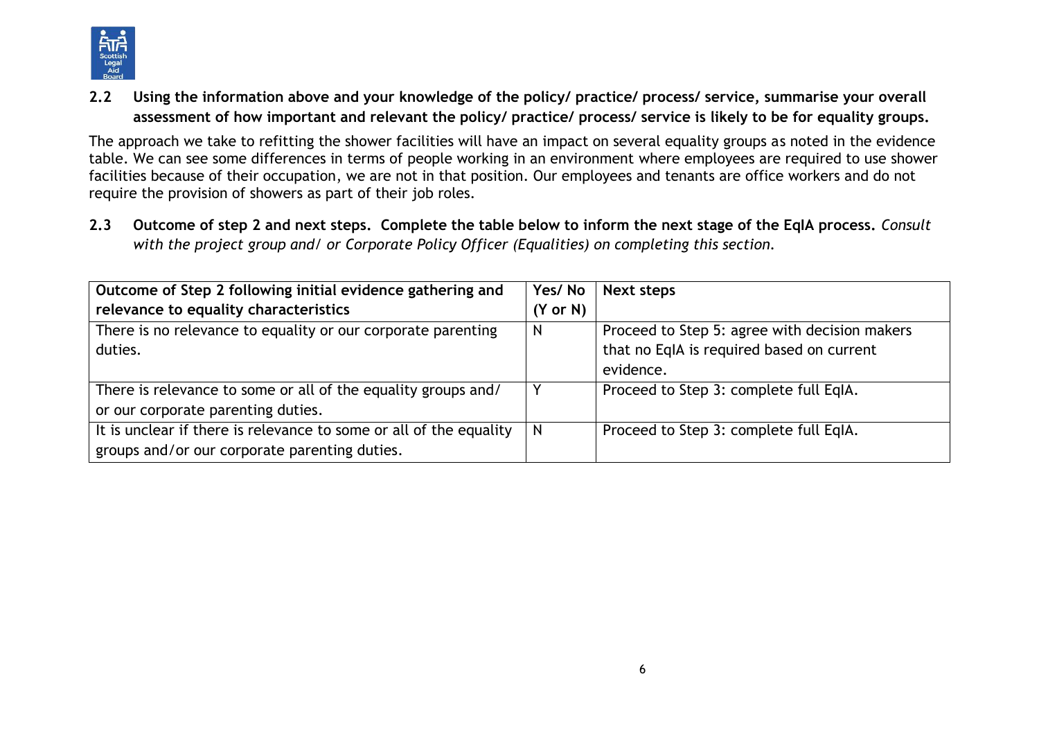**2.2 Using the information above and your knowledge of the policy/ practice/ process/ service, summarise your overall assessment of how important and relevant the policy/ practice/ process/ service is likely to be for equality groups.**

The approach we take to refitting the shower facilities will have an impact on several equality groups as noted in the evidence table. We can see some differences in terms of people working in an environment where employees are required to use shower facilities because of their occupation, we are not in that position. Our employees and tenants are office workers and do not require the provision of showers as part of their job roles.

**2.3 Outcome of step 2 and next steps. Complete the table below to inform the next stage of the EqIA process.** *Consult with the project group and/ or Corporate Policy Officer (Equalities) on completing this section.*

| **Outcome of Step 2 following initial evidence gathering and relevance to equality characteristics** | **Yes/ No (Y or N)** | **Next steps** |
|---|---|---|
| There is no relevance to equality or our corporate parenting duties. | N | Proceed to Step 5: agree with decision makers that no EqIA is required based on current evidence. |
| There is relevance to some or all of the equality groups and/ or our corporate parenting duties. | Y | Proceed to Step 3: complete full EqIA. |
| It is unclear if there is relevance to some or all of the equality groups and/or our corporate parenting duties. | N | Proceed to Step 3: complete full EqIA. |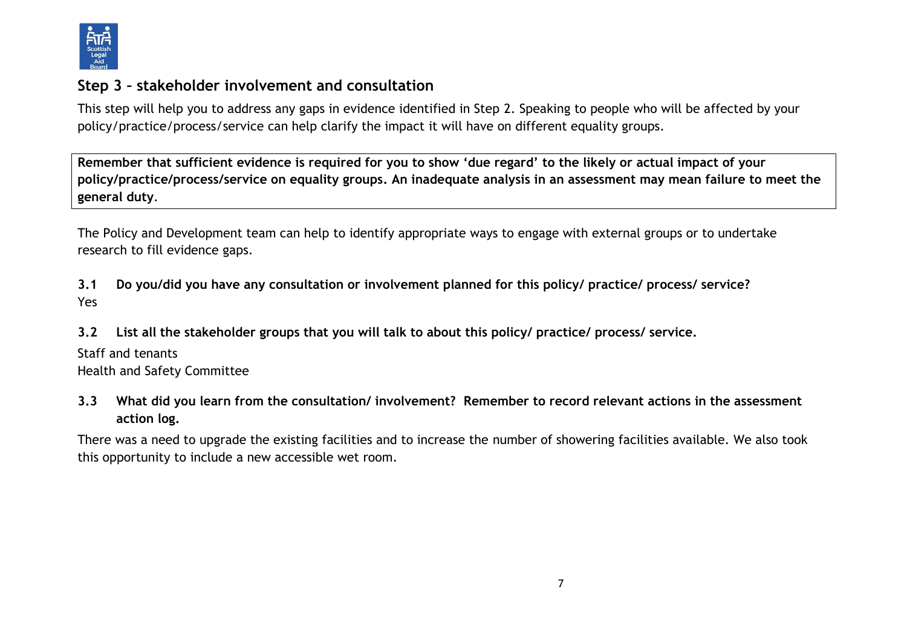## Step 3 – stakeholder involvement and consultation

This step will help you to address any gaps in evidence identified in Step 2. Speaking to people who will be affected by your policy/practice/process/service can help clarify the impact it will have on different equality groups.

**Remember that sufficient evidence is required for you to show 'due regard' to the likely or actual impact of your policy/practice/process/service on equality groups. An inadequate analysis in an assessment may mean failure to meet the general duty**.

The Policy and Development team can help to identify appropriate ways to engage with external groups or to undertake research to fill evidence gaps.

**3.1 Do you/did you have any consultation or involvement planned for this policy/ practice/ process/ service?**

Yes

**3.2 List all the stakeholder groups that you will talk to about this policy/ practice/ process/ service.**

Staff and tenants
Health and Safety Committee

**3.3 What did you learn from the consultation/ involvement? Remember to record relevant actions in the assessment action log.**

There was a need to upgrade the existing facilities and to increase the number of showering facilities available. We also took this opportunity to include a new accessible wet room.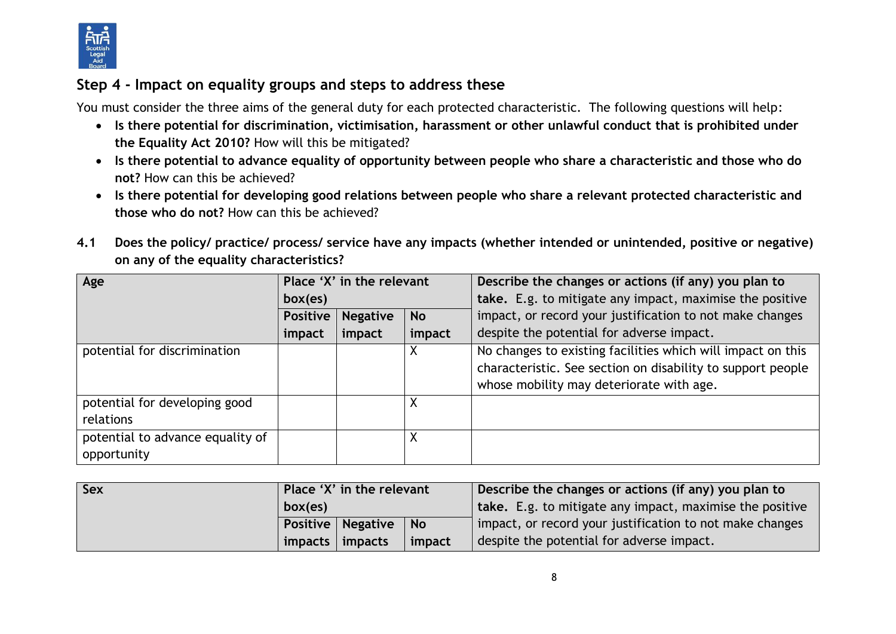## Step 4 - Impact on equality groups and steps to address these

You must consider the three aims of the general duty for each protected characteristic. The following questions will help:

- **Is there potential for discrimination, victimisation, harassment or other unlawful conduct that is prohibited under the Equality Act 2010?** How will this be mitigated?
- **Is there potential to advance equality of opportunity between people who share a characteristic and those who do not?** How can this be achieved?
- **Is there potential for developing good relations between people who share a relevant protected characteristic and those who do not?** How can this be achieved?

**4.1 Does the policy/ practice/ process/ service have any impacts (whether intended or unintended, positive or negative) on any of the equality characteristics?**

| **Age** | **Place 'X' in the relevant box(es)** | | | **Describe the changes or actions (if any) you plan to take.** E.g. to mitigate any impact, maximise the positive impact, or record your justification to not make changes despite the potential for adverse impact. |
|---|---|---|---|---|
| | **Positive impact** | **Negative impact** | **No impact** | |
| potential for discrimination | | | X | No changes to existing facilities which will impact on this characteristic. See section on disability to support people whose mobility may deteriorate with age. |
| potential for developing good relations | | | X | |
| potential to advance equality of opportunity | | | X | |

| **Sex** | **Place 'X' in the relevant box(es)** | | | **Describe the changes or actions (if any) you plan to take.** E.g. to mitigate any impact, maximise the positive impact, or record your justification to not make changes despite the potential for adverse impact. |
|---|---|---|---|---|
| | **Positive impacts** | **Negative impacts** | **No impact** | |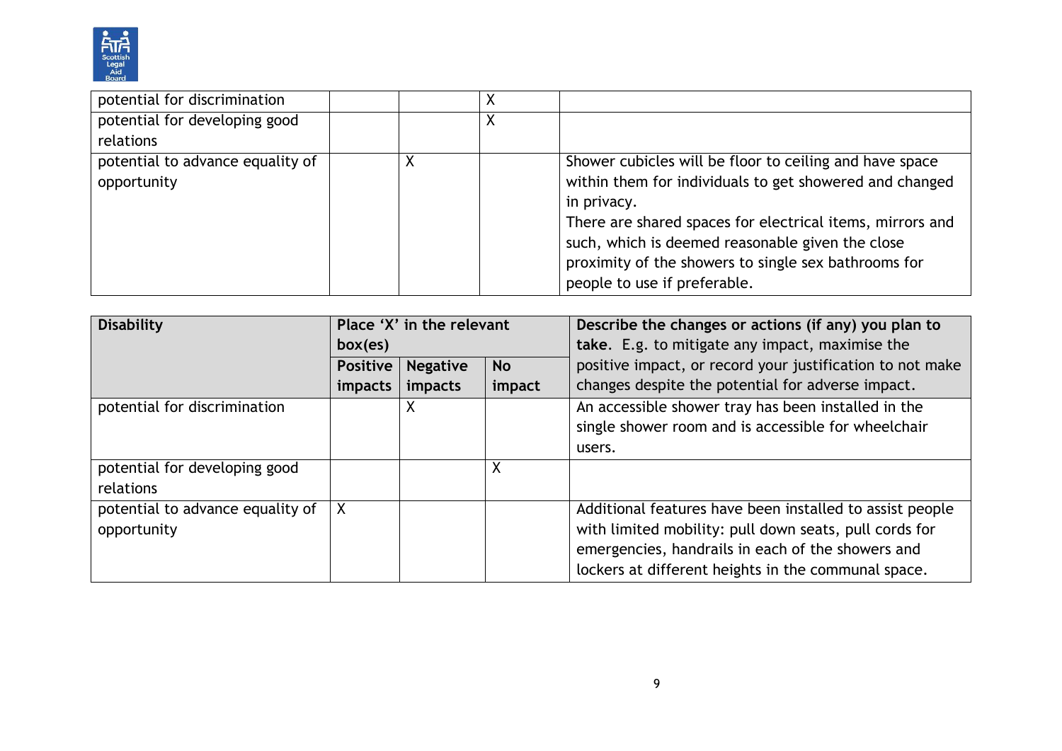| potential for discrimination | | | X | |
|---|---|---|---|---|
| potential for developing good relations | | | X | |
| potential to advance equality of opportunity | | X | | Shower cubicles will be floor to ceiling and have space within them for individuals to get showered and changed in privacy.<br>There are shared spaces for electrical items, mirrors and such, which is deemed reasonable given the close proximity of the showers to single sex bathrooms for people to use if preferable. |

| **Disability** | **Place 'X' in the relevant box(es)** | | | **Describe the changes or actions (if any) you plan to take.** E.g. to mitigate any impact, maximise the positive impact, or record your justification to not make changes despite the potential for adverse impact. |
|---|---|---|---|---|
| | **Positive impacts** | **Negative impacts** | **No impact** | |
| potential for discrimination | | X | | An accessible shower tray has been installed in the single shower room and is accessible for wheelchair users. |
| potential for developing good relations | | | X | |
| potential to advance equality of opportunity | X | | | Additional features have been installed to assist people with limited mobility: pull down seats, pull cords for emergencies, handrails in each of the showers and lockers at different heights in the communal space. |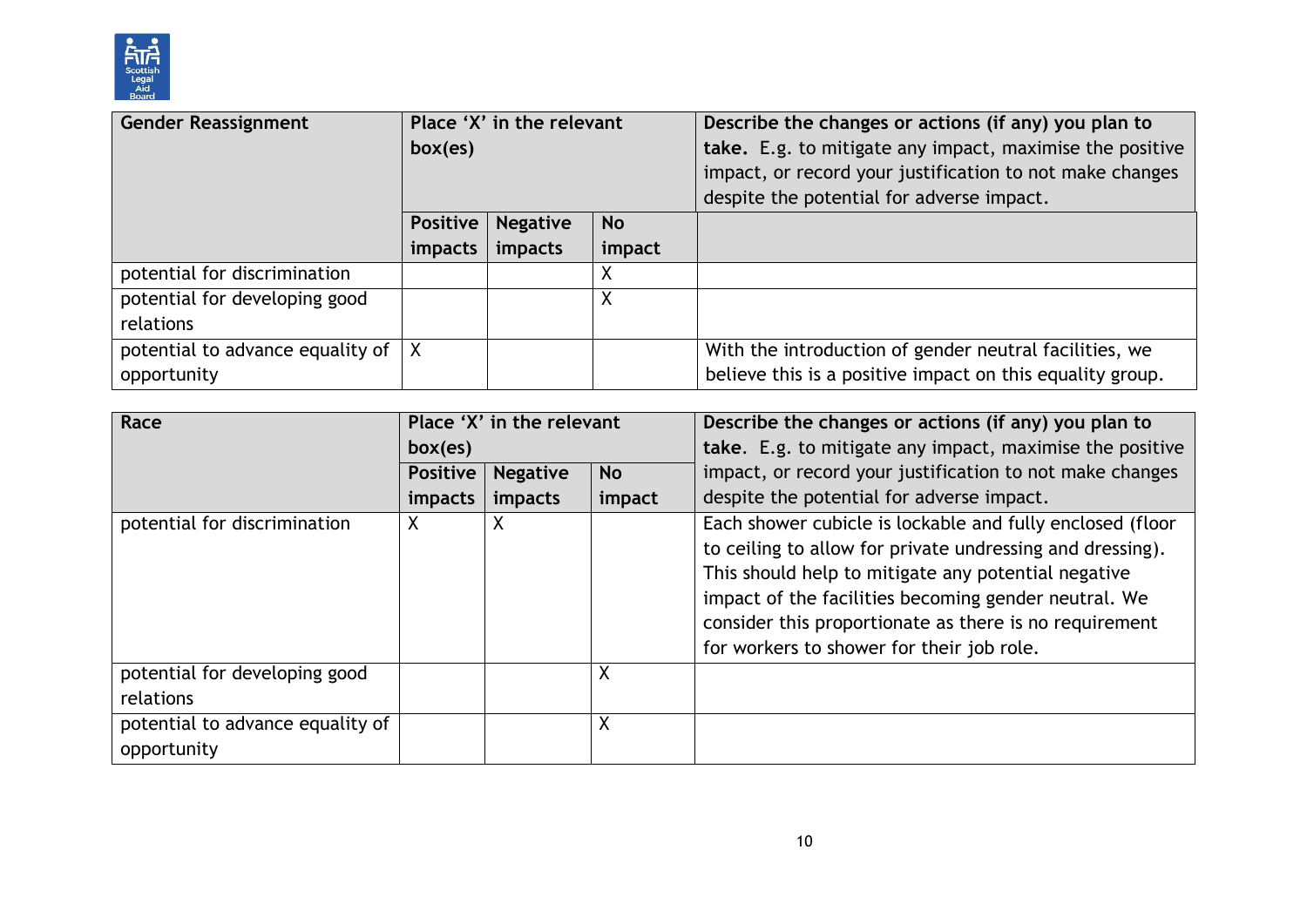| Gender Reassignment | Place 'X' in the relevant box(es) | | | Describe the changes or actions (if any) you plan to take. E.g. to mitigate any impact, maximise the positive impact, or record your justification to not make changes despite the potential for adverse impact. |
|---|---|---|---|---|
| | Positive impacts | Negative impacts | No impact | |
| potential for discrimination | | | X | |
| potential for developing good relations | | | X | |
| potential to advance equality of opportunity | X | | | With the introduction of gender neutral facilities, we believe this is a positive impact on this equality group. |

| Race | Place 'X' in the relevant box(es) | | | Describe the changes or actions (if any) you plan to take. E.g. to mitigate any impact, maximise the positive impact, or record your justification to not make changes despite the potential for adverse impact. |
|---|---|---|---|---|
| | Positive impacts | Negative impacts | No impact | |
| potential for discrimination | X | X | | Each shower cubicle is lockable and fully enclosed (floor to ceiling to allow for private undressing and dressing). This should help to mitigate any potential negative impact of the facilities becoming gender neutral. We consider this proportionate as there is no requirement for workers to shower for their job role. |
| potential for developing good relations | | | X | |
| potential to advance equality of opportunity | | | X | |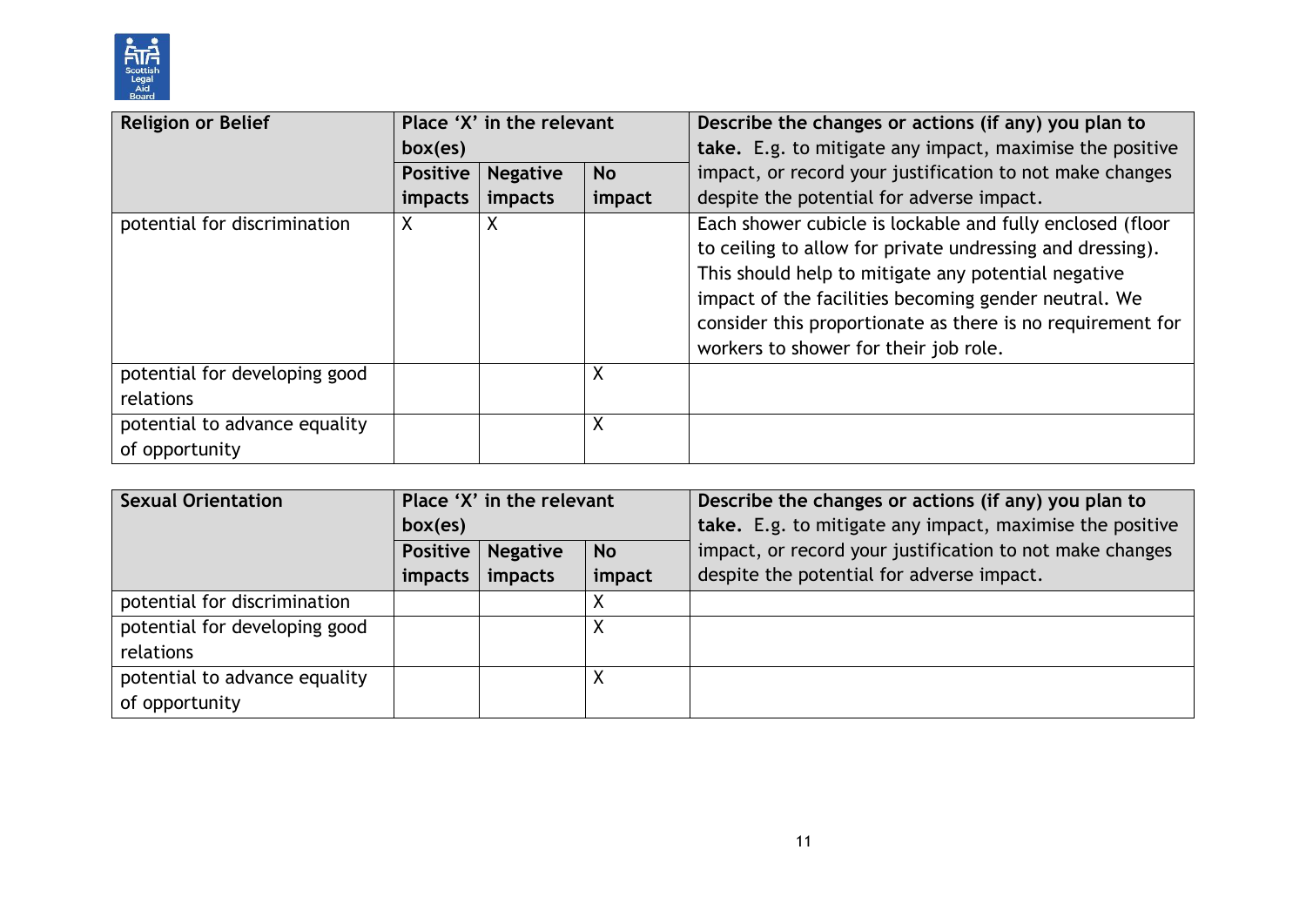| Religion or Belief | Place 'X' in the relevant box(es) | | | Describe the changes or actions (if any) you plan to take. E.g. to mitigate any impact, maximise the positive impact, or record your justification to not make changes despite the potential for adverse impact. |
|---|---|---|---|---|
| | **Positive impacts** | **Negative impacts** | **No impact** | |
| potential for discrimination | X | X | | Each shower cubicle is lockable and fully enclosed (floor to ceiling to allow for private undressing and dressing). This should help to mitigate any potential negative impact of the facilities becoming gender neutral. We consider this proportionate as there is no requirement for workers to shower for their job role. |
| potential for developing good relations | | | X | |
| potential to advance equality of opportunity | | | X | |

| Sexual Orientation | Place 'X' in the relevant box(es) | | | Describe the changes or actions (if any) you plan to take. E.g. to mitigate any impact, maximise the positive impact, or record your justification to not make changes despite the potential for adverse impact. |
|---|---|---|---|---|
| | **Positive impacts** | **Negative impacts** | **No impact** | |
| potential for discrimination | | | X | |
| potential for developing good relations | | | X | |
| potential to advance equality of opportunity | | | X | |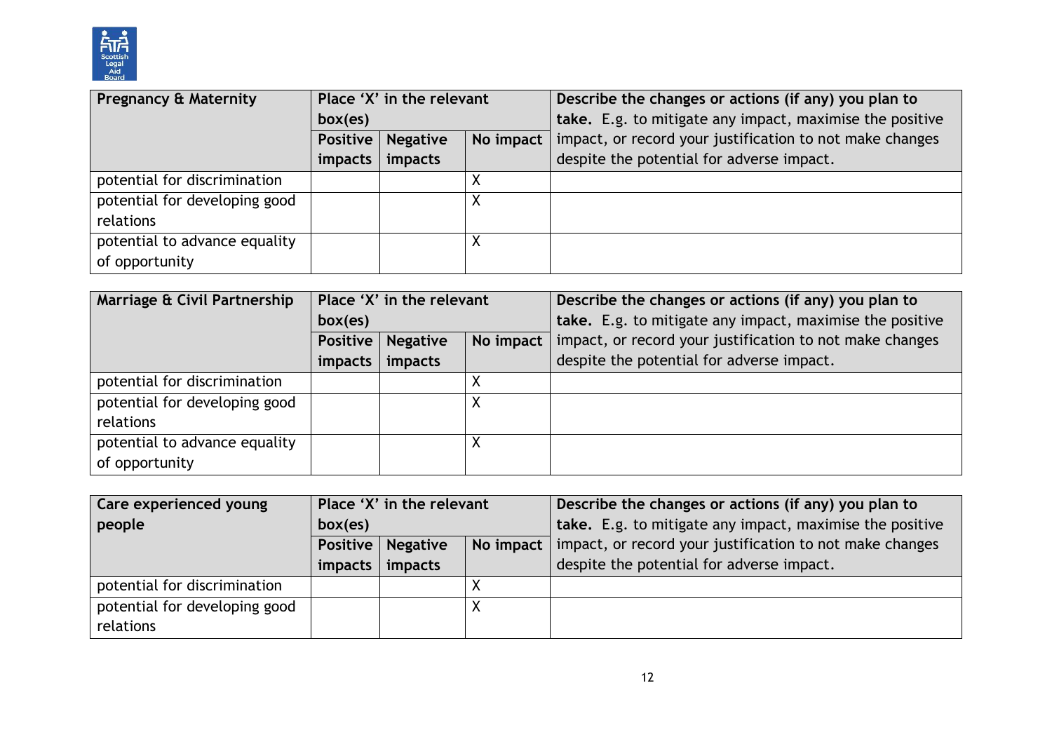| Pregnancy & Maternity | Place 'X' in the relevant box(es) | | | Describe the changes or actions (if any) you plan to **take.** E.g. to mitigate any impact, maximise the positive impact, or record your justification to not make changes despite the potential for adverse impact. |
|---|---|---|---|---|
| | **Positive impacts** | **Negative impacts** | **No impact** | |
| potential for discrimination | | | X | |
| potential for developing good relations | | | X | |
| potential to advance equality of opportunity | | | X | |

| Marriage & Civil Partnership | Place 'X' in the relevant box(es) | | | Describe the changes or actions (if any) you plan to **take.** E.g. to mitigate any impact, maximise the positive impact, or record your justification to not make changes despite the potential for adverse impact. |
|---|---|---|---|---|
| | **Positive impacts** | **Negative impacts** | **No impact** | |
| potential for discrimination | | | X | |
| potential for developing good relations | | | X | |
| potential to advance equality of opportunity | | | X | |

| Care experienced young people | Place 'X' in the relevant box(es) | | | Describe the changes or actions (if any) you plan to **take.** E.g. to mitigate any impact, maximise the positive impact, or record your justification to not make changes despite the potential for adverse impact. |
|---|---|---|---|---|
| | **Positive impacts** | **Negative impacts** | **No impact** | |
| potential for discrimination | | | X | |
| potential for developing good relations | | | X | |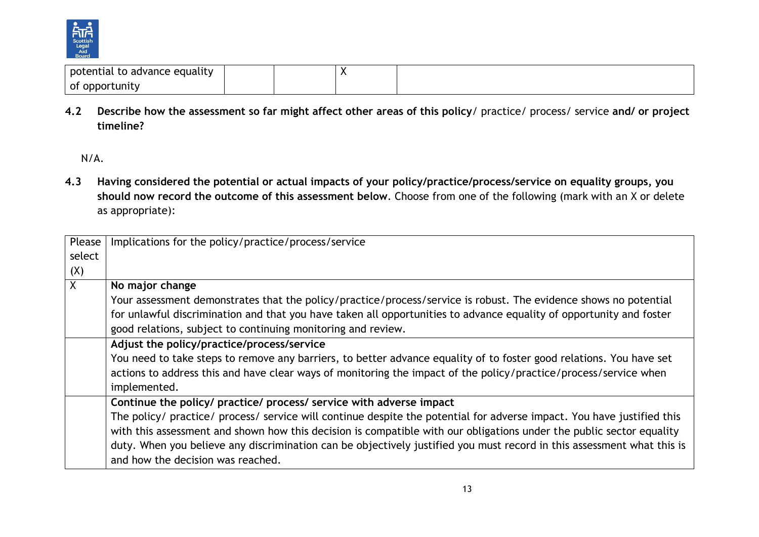| | | | | |
|---|---|---|---|---|
| potential to advance equality of opportunity | | | X | |

**4.2 Describe how the assessment so far might affect other areas of this policy**/ practice/ process/ service **and/ or project timeline?**

N/A.

**4.3 Having considered the potential or actual impacts of your policy/practice/process/service on equality groups, you should now record the outcome of this assessment below**. Choose from one of the following (mark with an X or delete as appropriate):

| Please select (X) | Implications for the policy/practice/process/service |
|---|---|
| X | **No major change**<br>Your assessment demonstrates that the policy/practice/process/service is robust. The evidence shows no potential for unlawful discrimination and that you have taken all opportunities to advance equality of opportunity and foster good relations, subject to continuing monitoring and review. |
| | **Adjust the policy/practice/process/service**<br>You need to take steps to remove any barriers, to better advance equality of to foster good relations. You have set actions to address this and have clear ways of monitoring the impact of the policy/practice/process/service when implemented. |
| | **Continue the policy/ practice/ process/ service with adverse impact**<br>The policy/ practice/ process/ service will continue despite the potential for adverse impact. You have justified this with this assessment and shown how this decision is compatible with our obligations under the public sector equality duty. When you believe any discrimination can be objectively justified you must record in this assessment what this is and how the decision was reached. |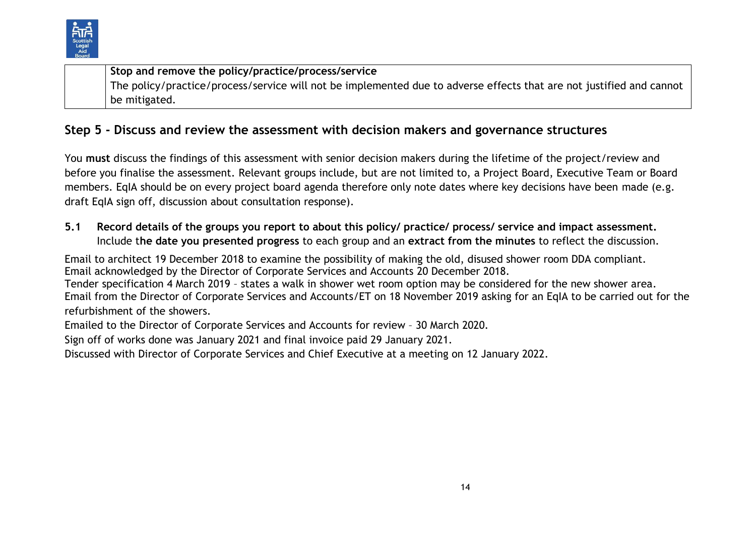| | **Stop and remove the policy/practice/process/service**<br>The policy/practice/process/service will not be implemented due to adverse effects that are not justified and cannot be mitigated. |
|---|---|

## Step 5 - Discuss and review the assessment with decision makers and governance structures

You **must** discuss the findings of this assessment with senior decision makers during the lifetime of the project/review and before you finalise the assessment. Relevant groups include, but are not limited to, a Project Board, Executive Team or Board members. EqIA should be on every project board agenda therefore only note dates where key decisions have been made (e.g. draft EqIA sign off, discussion about consultation response).

**5.1 Record details of the groups you report to about this policy/ practice/ process/ service and impact assessment.** Include t**he date you presented progress** to each group and an **extract from the minutes** to reflect the discussion.

Email to architect 19 December 2018 to examine the possibility of making the old, disused shower room DDA compliant.
Email acknowledged by the Director of Corporate Services and Accounts 20 December 2018.
Tender specification 4 March 2019 – states a walk in shower wet room option may be considered for the new shower area.
Email from the Director of Corporate Services and Accounts/ET on 18 November 2019 asking for an EqIA to be carried out for the refurbishment of the showers.
Emailed to the Director of Corporate Services and Accounts for review – 30 March 2020.
Sign off of works done was January 2021 and final invoice paid 29 January 2021.
Discussed with Director of Corporate Services and Chief Executive at a meeting on 12 January 2022.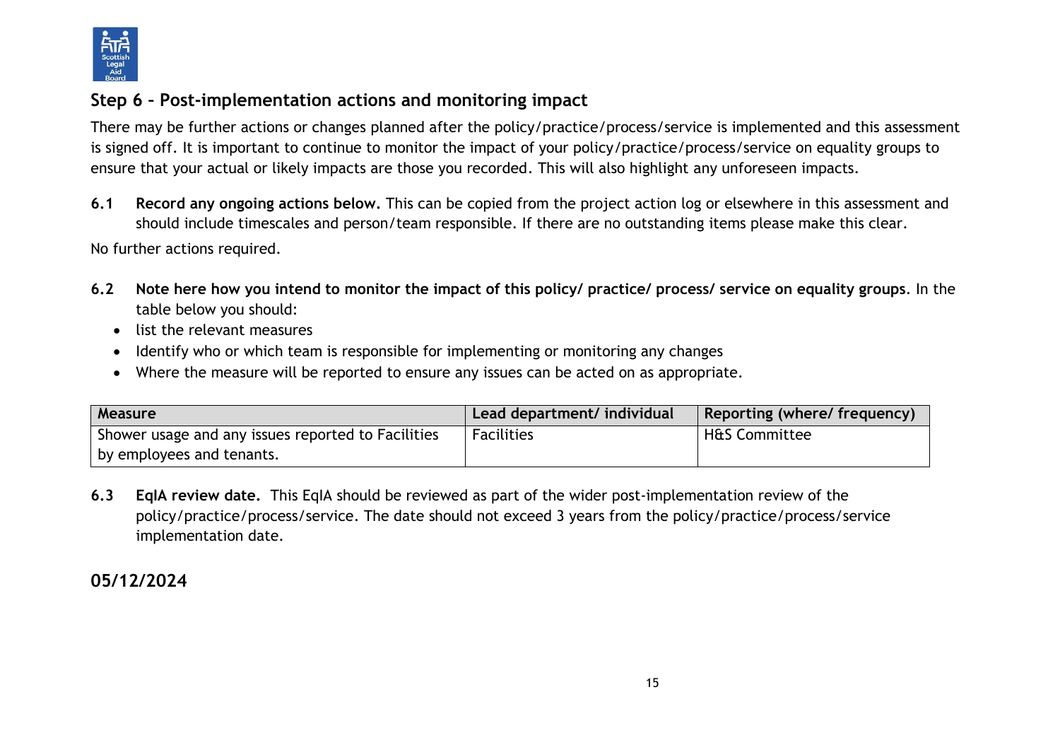## Step 6 – Post-implementation actions and monitoring impact

There may be further actions or changes planned after the policy/practice/process/service is implemented and this assessment is signed off. It is important to continue to monitor the impact of your policy/practice/process/service on equality groups to ensure that your actual or likely impacts are those you recorded. This will also highlight any unforeseen impacts.

**6.1 Record any ongoing actions below.** This can be copied from the project action log or elsewhere in this assessment and should include timescales and person/team responsible. If there are no outstanding items please make this clear.

No further actions required.

**6.2 Note here how you intend to monitor the impact of this policy/ practice/ process/ service on equality groups**. In the table below you should:

- list the relevant measures
- Identify who or which team is responsible for implementing or monitoring any changes
- Where the measure will be reported to ensure any issues can be acted on as appropriate.

| Measure | Lead department/ individual | Reporting (where/ frequency) |
|---|---|---|
| Shower usage and any issues reported to Facilities by employees and tenants. | Facilities | H&S Committee |

**6.3 EqIA review date.** This EqIA should be reviewed as part of the wider post-implementation review of the policy/practice/process/service. The date should not exceed 3 years from the policy/practice/process/service implementation date.

**05/12/2024**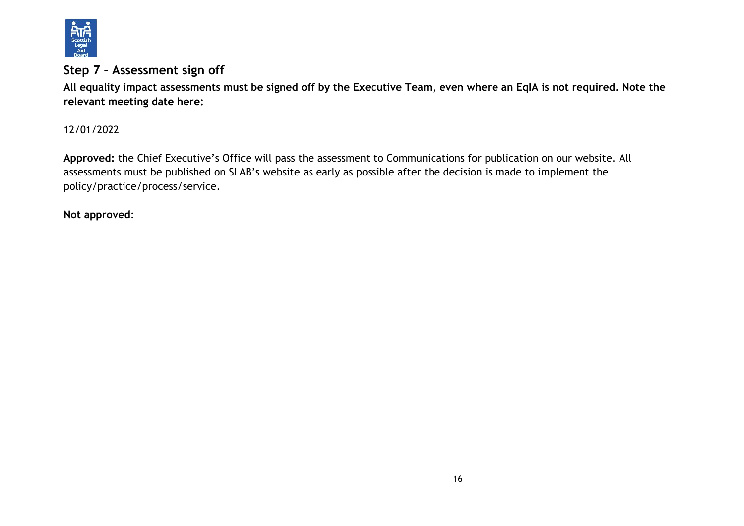## Step 7 – Assessment sign off

**All equality impact assessments must be signed off by the Executive Team, even where an EqIA is not required. Note the relevant meeting date here:**

12/01/2022

**Approved:** the Chief Executive's Office will pass the assessment to Communications for publication on our website. All assessments must be published on SLAB's website as early as possible after the decision is made to implement the policy/practice/process/service.

**Not approved**: